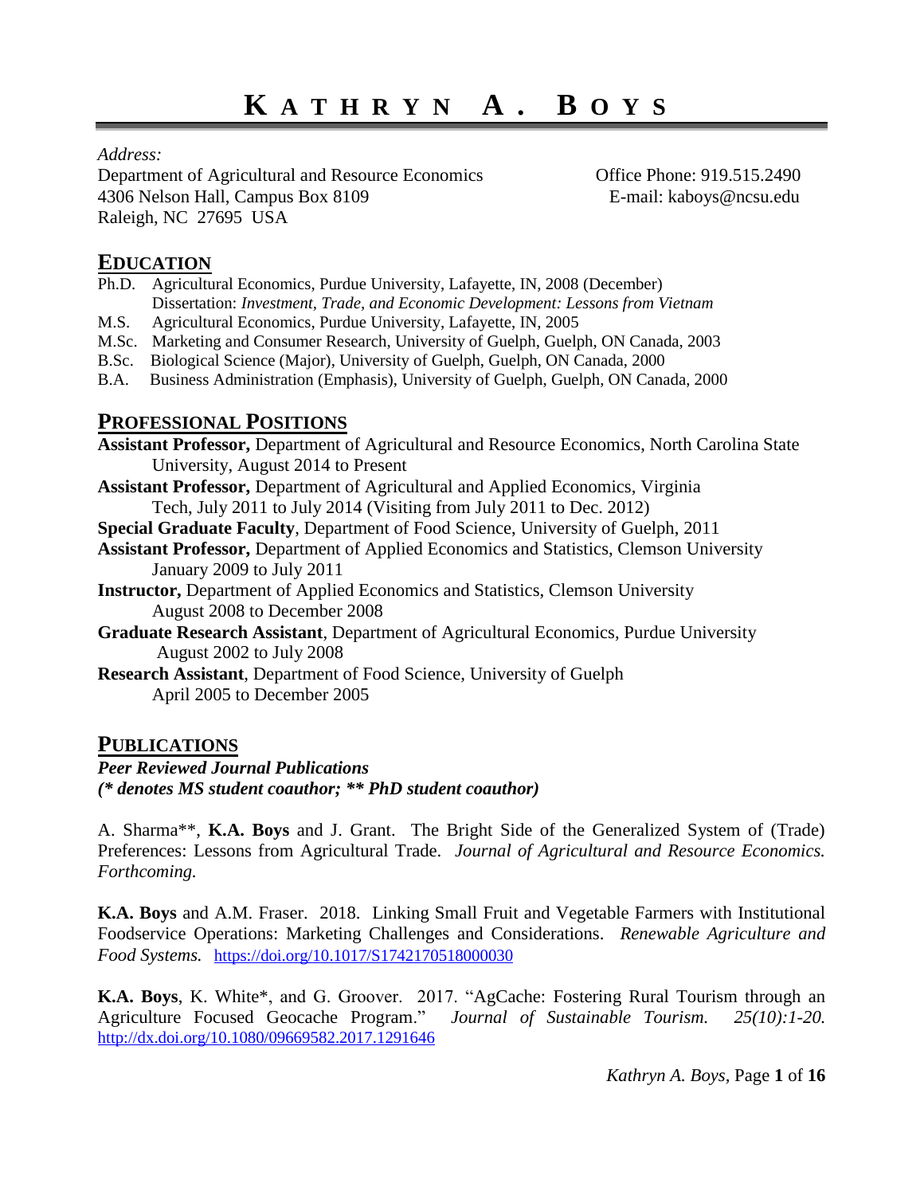# KATHRYN A. BOYS

*Address:*
Department of Agricultural and Resource Economics
4306 Nelson Hall, Campus Box 8109
Raleigh, NC 27695 USA

Office Phone: 919.515.2490
E-mail: kaboys@ncsu.edu

## EDUCATION

Ph.D. Agricultural Economics, Purdue University, Lafayette, IN, 2008 (December)
Dissertation: *Investment, Trade, and Economic Development: Lessons from Vietnam*
M.S. Agricultural Economics, Purdue University, Lafayette, IN, 2005
M.Sc. Marketing and Consumer Research, University of Guelph, Guelph, ON Canada, 2003
B.Sc. Biological Science (Major), University of Guelph, Guelph, ON Canada, 2000
B.A. Business Administration (Emphasis), University of Guelph, Guelph, ON Canada, 2000

## PROFESSIONAL POSITIONS

**Assistant Professor,** Department of Agricultural and Resource Economics, North Carolina State University, August 2014 to Present
**Assistant Professor,** Department of Agricultural and Applied Economics, Virginia Tech, July 2011 to July 2014 (Visiting from July 2011 to Dec. 2012)
**Special Graduate Faculty**, Department of Food Science, University of Guelph, 2011
**Assistant Professor,** Department of Applied Economics and Statistics, Clemson University January 2009 to July 2011
**Instructor,** Department of Applied Economics and Statistics, Clemson University August 2008 to December 2008
**Graduate Research Assistant**, Department of Agricultural Economics, Purdue University August 2002 to July 2008
**Research Assistant**, Department of Food Science, University of Guelph April 2005 to December 2005

## PUBLICATIONS

***Peer Reviewed Journal Publications***
***(* denotes MS student coauthor; ** PhD student coauthor)***

A. Sharma**, **K.A. Boys** and J. Grant. The Bright Side of the Generalized System of (Trade) Preferences: Lessons from Agricultural Trade. *Journal of Agricultural and Resource Economics. Forthcoming.*

**K.A. Boys** and A.M. Fraser. 2018. Linking Small Fruit and Vegetable Farmers with Institutional Foodservice Operations: Marketing Challenges and Considerations. *Renewable Agriculture and Food Systems.* https://doi.org/10.1017/S1742170518000030

**K.A. Boys**, K. White*, and G. Groover. 2017. "AgCache: Fostering Rural Tourism through an Agriculture Focused Geocache Program." *Journal of Sustainable Tourism. 25(10):1-20.* http://dx.doi.org/10.1080/09669582.2017.1291646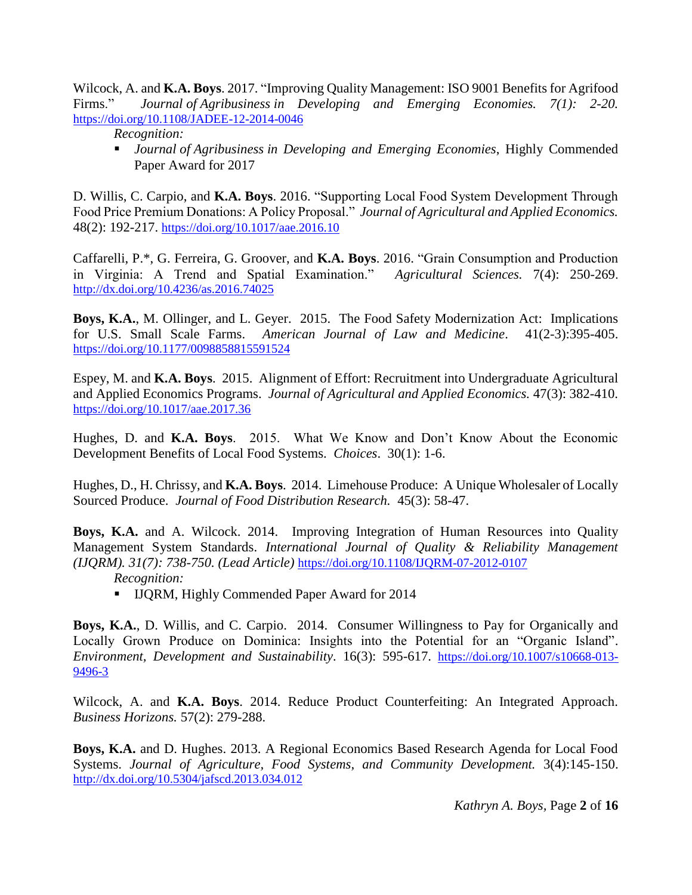Wilcock, A. and **K.A. Boys**. 2017. "Improving Quality Management: ISO 9001 Benefits for Agrifood Firms." *Journal of Agribusiness in Developing and Emerging Economies. 7(1): 2-20.* https://doi.org/10.1108/JADEE-12-2014-0046

*Recognition:*

- *Journal of Agribusiness in Developing and Emerging Economies*, Highly Commended Paper Award for 2017

D. Willis, C. Carpio, and **K.A. Boys**. 2016. "Supporting Local Food System Development Through Food Price Premium Donations: A Policy Proposal." *Journal of Agricultural and Applied Economics.* 48(2): 192-217. https://doi.org/10.1017/aae.2016.10

Caffarelli, P.*, G. Ferreira, G. Groover, and **K.A. Boys**. 2016. "Grain Consumption and Production in Virginia: A Trend and Spatial Examination." *Agricultural Sciences.* 7(4): 250-269. http://dx.doi.org/10.4236/as.2016.74025

**Boys, K.A.**, M. Ollinger, and L. Geyer. 2015. The Food Safety Modernization Act: Implications for U.S. Small Scale Farms. *American Journal of Law and Medicine*. 41(2-3):395-405. https://doi.org/10.1177/0098858815591524

Espey, M. and **K.A. Boys**. 2015. Alignment of Effort: Recruitment into Undergraduate Agricultural and Applied Economics Programs. *Journal of Agricultural and Applied Economics.* 47(3): 382-410. https://doi.org/10.1017/aae.2017.36

Hughes, D. and **K.A. Boys**. 2015. What We Know and Don't Know About the Economic Development Benefits of Local Food Systems. *Choices*. 30(1): 1-6.

Hughes, D., H. Chrissy, and **K.A. Boys**. 2014. Limehouse Produce: A Unique Wholesaler of Locally Sourced Produce. *Journal of Food Distribution Research.* 45(3): 58-47.

**Boys, K.A.** and A. Wilcock. 2014. Improving Integration of Human Resources into Quality Management System Standards. *International Journal of Quality & Reliability Management (IJQRM). 31(7): 738-750. (Lead Article)* https://doi.org/10.1108/IJQRM-07-2012-0107

*Recognition:*

- IJQRM, Highly Commended Paper Award for 2014

**Boys, K.A.**, D. Willis, and C. Carpio. 2014. Consumer Willingness to Pay for Organically and Locally Grown Produce on Dominica: Insights into the Potential for an "Organic Island". *Environment, Development and Sustainability*. 16(3): 595-617. https://doi.org/10.1007/s10668-013-9496-3

Wilcock, A. and **K.A. Boys**. 2014. Reduce Product Counterfeiting: An Integrated Approach. *Business Horizons.* 57(2): 279-288.

**Boys, K.A.** and D. Hughes. 2013. A Regional Economics Based Research Agenda for Local Food Systems. *Journal of Agriculture, Food Systems, and Community Development.* 3(4):145-150. http://dx.doi.org/10.5304/jafscd.2013.034.012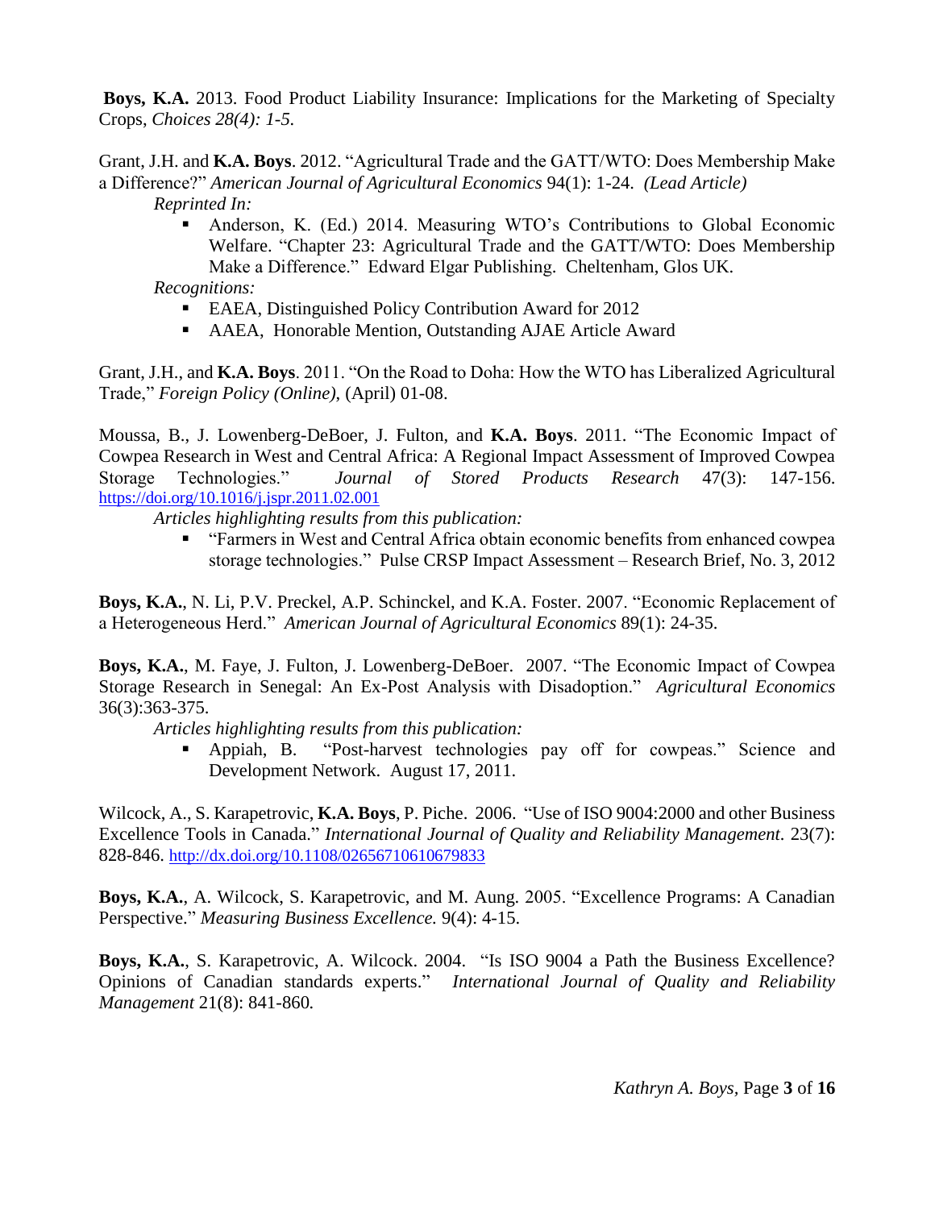**Boys, K.A.** 2013. Food Product Liability Insurance: Implications for the Marketing of Specialty Crops, *Choices 28(4): 1-5.*

Grant, J.H. and **K.A. Boys**. 2012. "Agricultural Trade and the GATT/WTO: Does Membership Make a Difference?" *American Journal of Agricultural Economics* 94(1): 1-24. *(Lead Article)*

*Reprinted In:*

- Anderson, K. (Ed.) 2014. Measuring WTO's Contributions to Global Economic Welfare. "Chapter 23: Agricultural Trade and the GATT/WTO: Does Membership Make a Difference." Edward Elgar Publishing. Cheltenham, Glos UK.

*Recognitions:*

- EAEA, Distinguished Policy Contribution Award for 2012
- AAEA, Honorable Mention, Outstanding AJAE Article Award

Grant, J.H., and **K.A. Boys**. 2011. "On the Road to Doha: How the WTO has Liberalized Agricultural Trade," *Foreign Policy (Online),* (April) 01-08.

Moussa, B., J. Lowenberg-DeBoer, J. Fulton, and **K.A. Boys**. 2011. "The Economic Impact of Cowpea Research in West and Central Africa: A Regional Impact Assessment of Improved Cowpea Storage Technologies." *Journal of Stored Products Research* 47(3): 147-156. https://doi.org/10.1016/j.jspr.2011.02.001

*Articles highlighting results from this publication:*

- "Farmers in West and Central Africa obtain economic benefits from enhanced cowpea storage technologies." Pulse CRSP Impact Assessment – Research Brief, No. 3, 2012

**Boys, K.A.**, N. Li, P.V. Preckel, A.P. Schinckel, and K.A. Foster. 2007. "Economic Replacement of a Heterogeneous Herd." *American Journal of Agricultural Economics* 89(1): 24-35.

**Boys, K.A.**, M. Faye, J. Fulton, J. Lowenberg-DeBoer. 2007. "The Economic Impact of Cowpea Storage Research in Senegal: An Ex-Post Analysis with Disadoption." *Agricultural Economics* 36(3):363-375.

*Articles highlighting results from this publication:*

- Appiah, B. "Post-harvest technologies pay off for cowpeas." Science and Development Network. August 17, 2011.

Wilcock, A., S. Karapetrovic, **K.A. Boys**, P. Piche. 2006. "Use of ISO 9004:2000 and other Business Excellence Tools in Canada." *International Journal of Quality and Reliability Management.* 23(7): 828-846. http://dx.doi.org/10.1108/02656710610679833

**Boys, K.A.**, A. Wilcock, S. Karapetrovic, and M. Aung. 2005. "Excellence Programs: A Canadian Perspective." *Measuring Business Excellence.* 9(4): 4-15.

**Boys, K.A.**, S. Karapetrovic, A. Wilcock. 2004. "Is ISO 9004 a Path the Business Excellence? Opinions of Canadian standards experts." *International Journal of Quality and Reliability Management* 21(8): 841-860.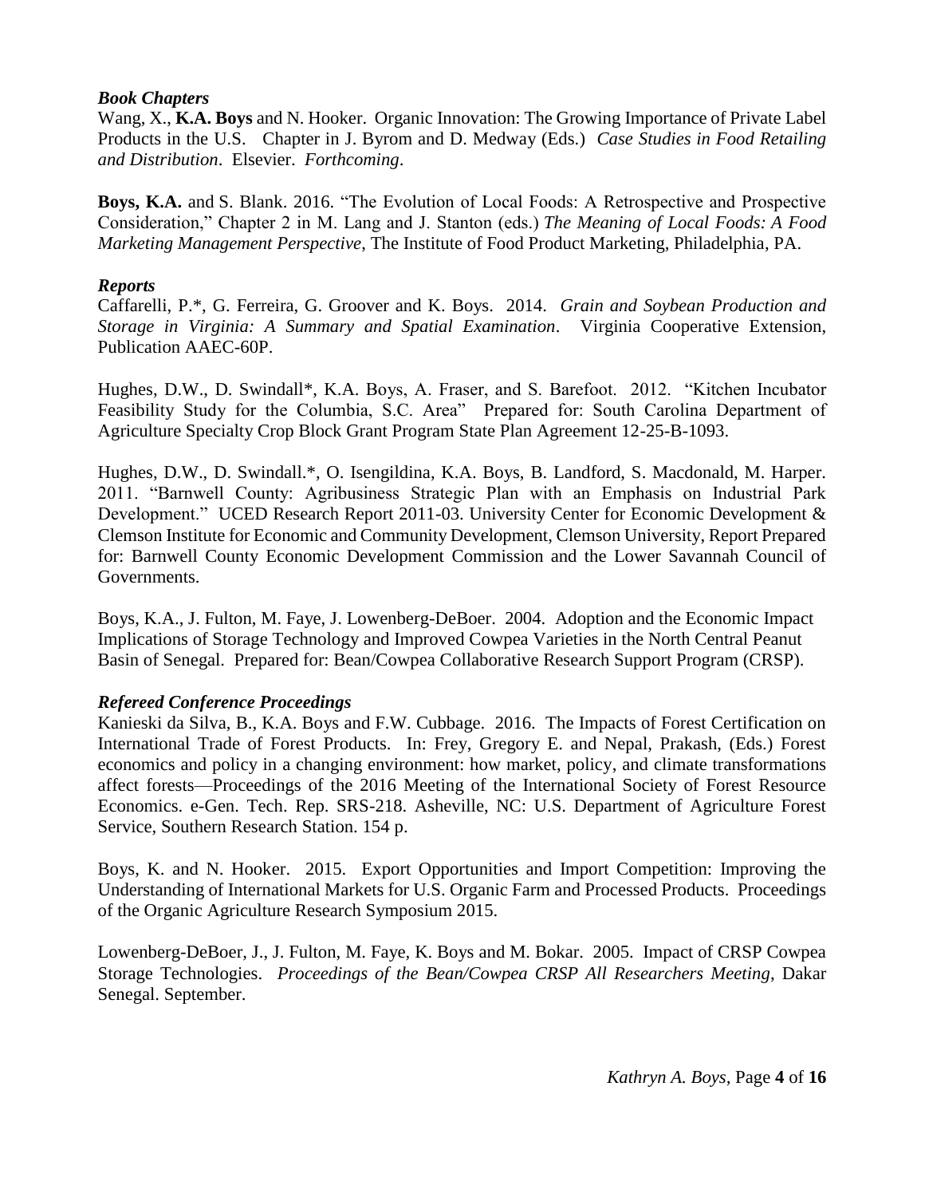### *Book Chapters*

Wang, X., **K.A. Boys** and N. Hooker. Organic Innovation: The Growing Importance of Private Label Products in the U.S. Chapter in J. Byrom and D. Medway (Eds.) *Case Studies in Food Retailing and Distribution*. Elsevier. *Forthcoming*.

**Boys, K.A.** and S. Blank. 2016. "The Evolution of Local Foods: A Retrospective and Prospective Consideration," Chapter 2 in M. Lang and J. Stanton (eds.) *The Meaning of Local Foods: A Food Marketing Management Perspective*, The Institute of Food Product Marketing, Philadelphia, PA.

### *Reports*

Caffarelli, P.*, G. Ferreira, G. Groover and K. Boys. 2014. *Grain and Soybean Production and Storage in Virginia: A Summary and Spatial Examination*. Virginia Cooperative Extension, Publication AAEC-60P.

Hughes, D.W., D. Swindall*, K.A. Boys, A. Fraser, and S. Barefoot. 2012. "Kitchen Incubator Feasibility Study for the Columbia, S.C. Area" Prepared for: South Carolina Department of Agriculture Specialty Crop Block Grant Program State Plan Agreement 12-25-B-1093.

Hughes, D.W., D. Swindall.*, O. Isengildina, K.A. Boys, B. Landford, S. Macdonald, M. Harper. 2011. "Barnwell County: Agribusiness Strategic Plan with an Emphasis on Industrial Park Development." UCED Research Report 2011-03. University Center for Economic Development & Clemson Institute for Economic and Community Development, Clemson University, Report Prepared for: Barnwell County Economic Development Commission and the Lower Savannah Council of Governments.

Boys, K.A., J. Fulton, M. Faye, J. Lowenberg-DeBoer. 2004. Adoption and the Economic Impact Implications of Storage Technology and Improved Cowpea Varieties in the North Central Peanut Basin of Senegal. Prepared for: Bean/Cowpea Collaborative Research Support Program (CRSP).

### *Refereed Conference Proceedings*

Kanieski da Silva, B., K.A. Boys and F.W. Cubbage. 2016. The Impacts of Forest Certification on International Trade of Forest Products. In: Frey, Gregory E. and Nepal, Prakash, (Eds.) Forest economics and policy in a changing environment: how market, policy, and climate transformations affect forests—Proceedings of the 2016 Meeting of the International Society of Forest Resource Economics. e-Gen. Tech. Rep. SRS-218. Asheville, NC: U.S. Department of Agriculture Forest Service, Southern Research Station. 154 p.

Boys, K. and N. Hooker. 2015. Export Opportunities and Import Competition: Improving the Understanding of International Markets for U.S. Organic Farm and Processed Products. Proceedings of the Organic Agriculture Research Symposium 2015.

Lowenberg-DeBoer, J., J. Fulton, M. Faye, K. Boys and M. Bokar. 2005. Impact of CRSP Cowpea Storage Technologies. *Proceedings of the Bean/Cowpea CRSP All Researchers Meeting*, Dakar Senegal. September.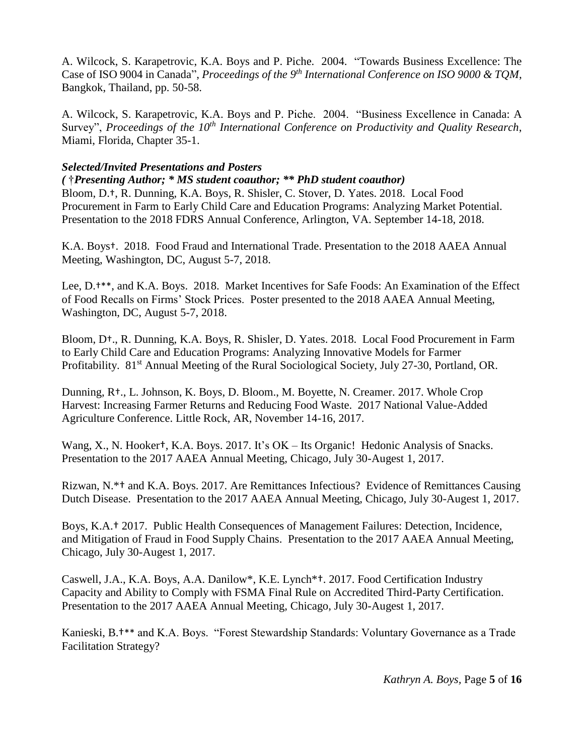A. Wilcock, S. Karapetrovic, K.A. Boys and P. Piche. 2004. "Towards Business Excellence: The Case of ISO 9004 in Canada", *Proceedings of the 9th International Conference on ISO 9000 & TQM*, Bangkok, Thailand, pp. 50-58.

A. Wilcock, S. Karapetrovic, K.A. Boys and P. Piche. 2004. "Business Excellence in Canada: A Survey", *Proceedings of the 10th International Conference on Productivity and Quality Research*, Miami, Florida, Chapter 35-1.

***Selected/Invited Presentations and Posters***
***( †Presenting Author; * MS student coauthor; ** PhD student coauthor)***

Bloom, D.†, R. Dunning, K.A. Boys, R. Shisler, C. Stover, D. Yates. 2018. Local Food Procurement in Farm to Early Child Care and Education Programs: Analyzing Market Potential. Presentation to the 2018 FDRS Annual Conference, Arlington, VA. September 14-18, 2018.

K.A. Boys†. 2018. Food Fraud and International Trade. Presentation to the 2018 AAEA Annual Meeting, Washington, DC, August 5-7, 2018.

Lee, D.†**, and K.A. Boys. 2018. Market Incentives for Safe Foods: An Examination of the Effect of Food Recalls on Firms' Stock Prices. Poster presented to the 2018 AAEA Annual Meeting, Washington, DC, August 5-7, 2018.

Bloom, D†., R. Dunning, K.A. Boys, R. Shisler, D. Yates. 2018. Local Food Procurement in Farm to Early Child Care and Education Programs: Analyzing Innovative Models for Farmer Profitability. 81st Annual Meeting of the Rural Sociological Society, July 27-30, Portland, OR.

Dunning, R†., L. Johnson, K. Boys, D. Bloom., M. Boyette, N. Creamer. 2017. Whole Crop Harvest: Increasing Farmer Returns and Reducing Food Waste. 2017 National Value-Added Agriculture Conference. Little Rock, AR, November 14-16, 2017.

Wang, X., N. Hooker†, K.A. Boys. 2017. It's OK – Its Organic! Hedonic Analysis of Snacks. Presentation to the 2017 AAEA Annual Meeting, Chicago, July 30-Augest 1, 2017.

Rizwan, N.*† and K.A. Boys. 2017. Are Remittances Infectious? Evidence of Remittances Causing Dutch Disease. Presentation to the 2017 AAEA Annual Meeting, Chicago, July 30-August 1, 2017.

Boys, K.A.† 2017. Public Health Consequences of Management Failures: Detection, Incidence, and Mitigation of Fraud in Food Supply Chains. Presentation to the 2017 AAEA Annual Meeting, Chicago, July 30-Augest 1, 2017.

Caswell, J.A., K.A. Boys, A.A. Danilow*, K.E. Lynch*†. 2017. Food Certification Industry Capacity and Ability to Comply with FSMA Final Rule on Accredited Third-Party Certification. Presentation to the 2017 AAEA Annual Meeting, Chicago, July 30-August 1, 2017.

Kanieski, B.†** and K.A. Boys. "Forest Stewardship Standards: Voluntary Governance as a Trade Facilitation Strategy?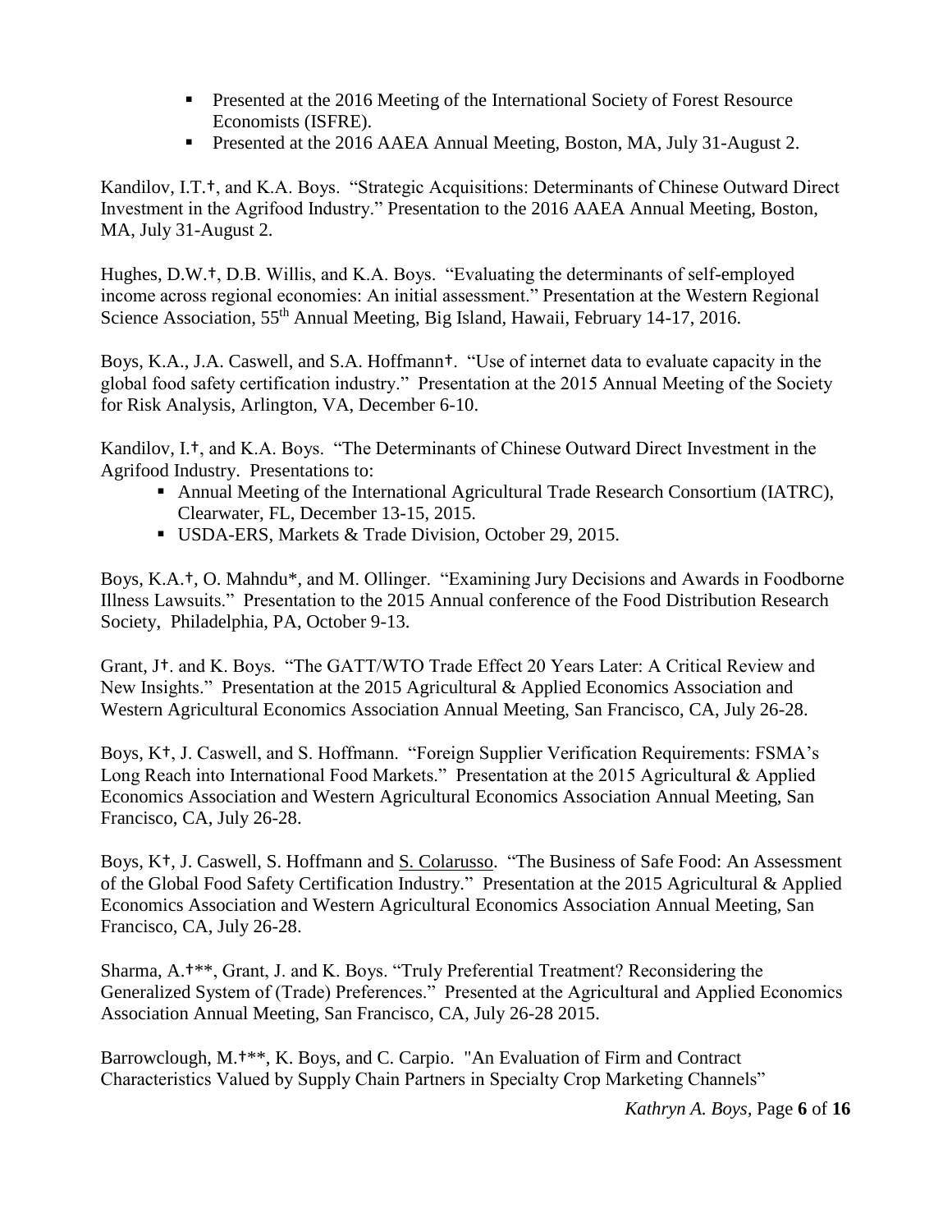- Presented at the 2016 Meeting of the International Society of Forest Resource Economists (ISFRE).
- Presented at the 2016 AAEA Annual Meeting, Boston, MA, July 31-August 2.

Kandilov, I.T.†, and K.A. Boys. "Strategic Acquisitions: Determinants of Chinese Outward Direct Investment in the Agrifood Industry." Presentation to the 2016 AAEA Annual Meeting, Boston, MA, July 31-August 2.

Hughes, D.W.†, D.B. Willis, and K.A. Boys. "Evaluating the determinants of self-employed income across regional economies: An initial assessment." Presentation at the Western Regional Science Association, 55th Annual Meeting, Big Island, Hawaii, February 14-17, 2016.

Boys, K.A., J.A. Caswell, and S.A. Hoffmann†. "Use of internet data to evaluate capacity in the global food safety certification industry." Presentation at the 2015 Annual Meeting of the Society for Risk Analysis, Arlington, VA, December 6-10.

Kandilov, I.†, and K.A. Boys. "The Determinants of Chinese Outward Direct Investment in the Agrifood Industry. Presentations to:

- Annual Meeting of the International Agricultural Trade Research Consortium (IATRC), Clearwater, FL, December 13-15, 2015.
- USDA-ERS, Markets & Trade Division, October 29, 2015.

Boys, K.A.†, O. Mahndu*, and M. Ollinger. "Examining Jury Decisions and Awards in Foodborne Illness Lawsuits." Presentation to the 2015 Annual conference of the Food Distribution Research Society, Philadelphia, PA, October 9-13.

Grant, J†. and K. Boys. "The GATT/WTO Trade Effect 20 Years Later: A Critical Review and New Insights." Presentation at the 2015 Agricultural & Applied Economics Association and Western Agricultural Economics Association Annual Meeting, San Francisco, CA, July 26-28.

Boys, K†, J. Caswell, and S. Hoffmann. "Foreign Supplier Verification Requirements: FSMA's Long Reach into International Food Markets." Presentation at the 2015 Agricultural & Applied Economics Association and Western Agricultural Economics Association Annual Meeting, San Francisco, CA, July 26-28.

Boys, K†, J. Caswell, S. Hoffmann and S. Colarusso. "The Business of Safe Food: An Assessment of the Global Food Safety Certification Industry." Presentation at the 2015 Agricultural & Applied Economics Association and Western Agricultural Economics Association Annual Meeting, San Francisco, CA, July 26-28.

Sharma, A.†**, Grant, J. and K. Boys. "Truly Preferential Treatment? Reconsidering the Generalized System of (Trade) Preferences." Presented at the Agricultural and Applied Economics Association Annual Meeting, San Francisco, CA, July 26-28 2015.

Barrowclough, M.†**, K. Boys, and C. Carpio. "An Evaluation of Firm and Contract Characteristics Valued by Supply Chain Partners in Specialty Crop Marketing Channels"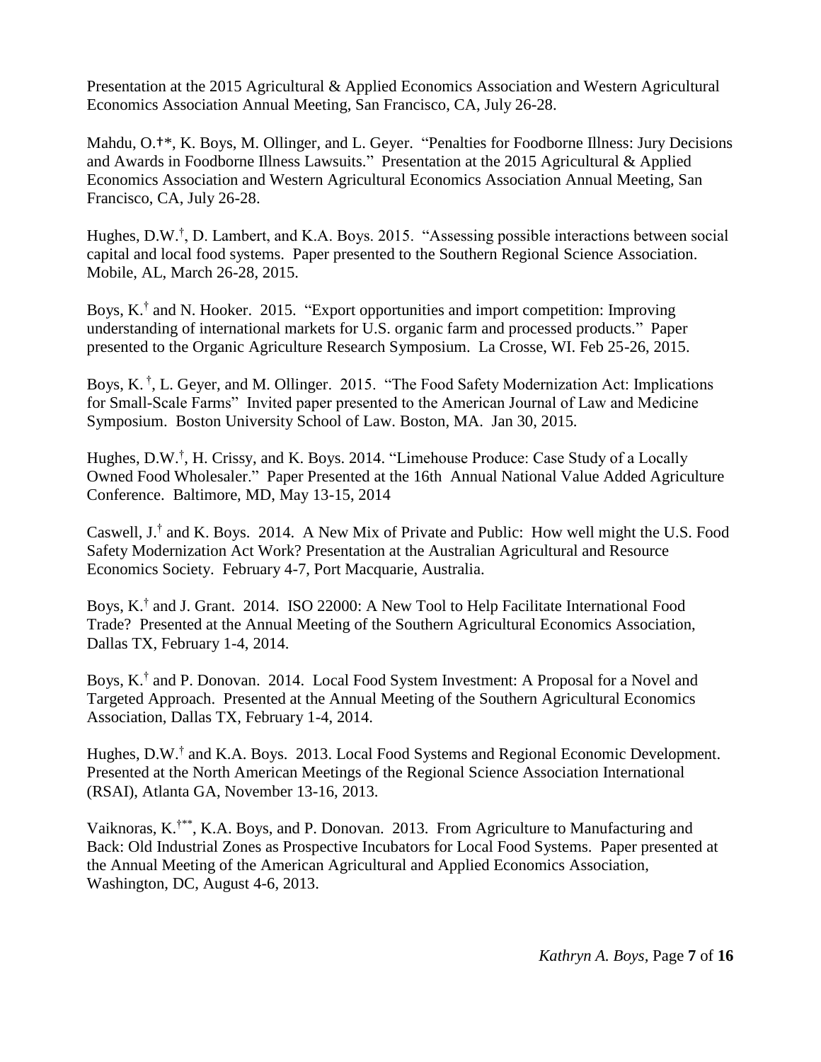Presentation at the 2015 Agricultural & Applied Economics Association and Western Agricultural Economics Association Annual Meeting, San Francisco, CA, July 26-28.

Mahdu, O.†*, K. Boys, M. Ollinger, and L. Geyer. "Penalties for Foodborne Illness: Jury Decisions and Awards in Foodborne Illness Lawsuits." Presentation at the 2015 Agricultural & Applied Economics Association and Western Agricultural Economics Association Annual Meeting, San Francisco, CA, July 26-28.

Hughes, D.W.†, D. Lambert, and K.A. Boys. 2015. "Assessing possible interactions between social capital and local food systems. Paper presented to the Southern Regional Science Association. Mobile, AL, March 26-28, 2015.

Boys, K.† and N. Hooker. 2015. "Export opportunities and import competition: Improving understanding of international markets for U.S. organic farm and processed products." Paper presented to the Organic Agriculture Research Symposium. La Crosse, WI. Feb 25-26, 2015.

Boys, K. †, L. Geyer, and M. Ollinger. 2015. "The Food Safety Modernization Act: Implications for Small-Scale Farms" Invited paper presented to the American Journal of Law and Medicine Symposium. Boston University School of Law. Boston, MA. Jan 30, 2015.

Hughes, D.W.†, H. Crissy, and K. Boys. 2014. "Limehouse Produce: Case Study of a Locally Owned Food Wholesaler." Paper Presented at the 16th Annual National Value Added Agriculture Conference. Baltimore, MD, May 13-15, 2014

Caswell, J.† and K. Boys. 2014. A New Mix of Private and Public: How well might the U.S. Food Safety Modernization Act Work? Presentation at the Australian Agricultural and Resource Economics Society. February 4-7, Port Macquarie, Australia.

Boys, K.† and J. Grant. 2014. ISO 22000: A New Tool to Help Facilitate International Food Trade? Presented at the Annual Meeting of the Southern Agricultural Economics Association, Dallas TX, February 1-4, 2014.

Boys, K.† and P. Donovan. 2014. Local Food System Investment: A Proposal for a Novel and Targeted Approach. Presented at the Annual Meeting of the Southern Agricultural Economics Association, Dallas TX, February 1-4, 2014.

Hughes, D.W.† and K.A. Boys. 2013. Local Food Systems and Regional Economic Development. Presented at the North American Meetings of the Regional Science Association International (RSAI), Atlanta GA, November 13-16, 2013.

Vaiknoras, K.†**, K.A. Boys, and P. Donovan. 2013. From Agriculture to Manufacturing and Back: Old Industrial Zones as Prospective Incubators for Local Food Systems. Paper presented at the Annual Meeting of the American Agricultural and Applied Economics Association, Washington, DC, August 4-6, 2013.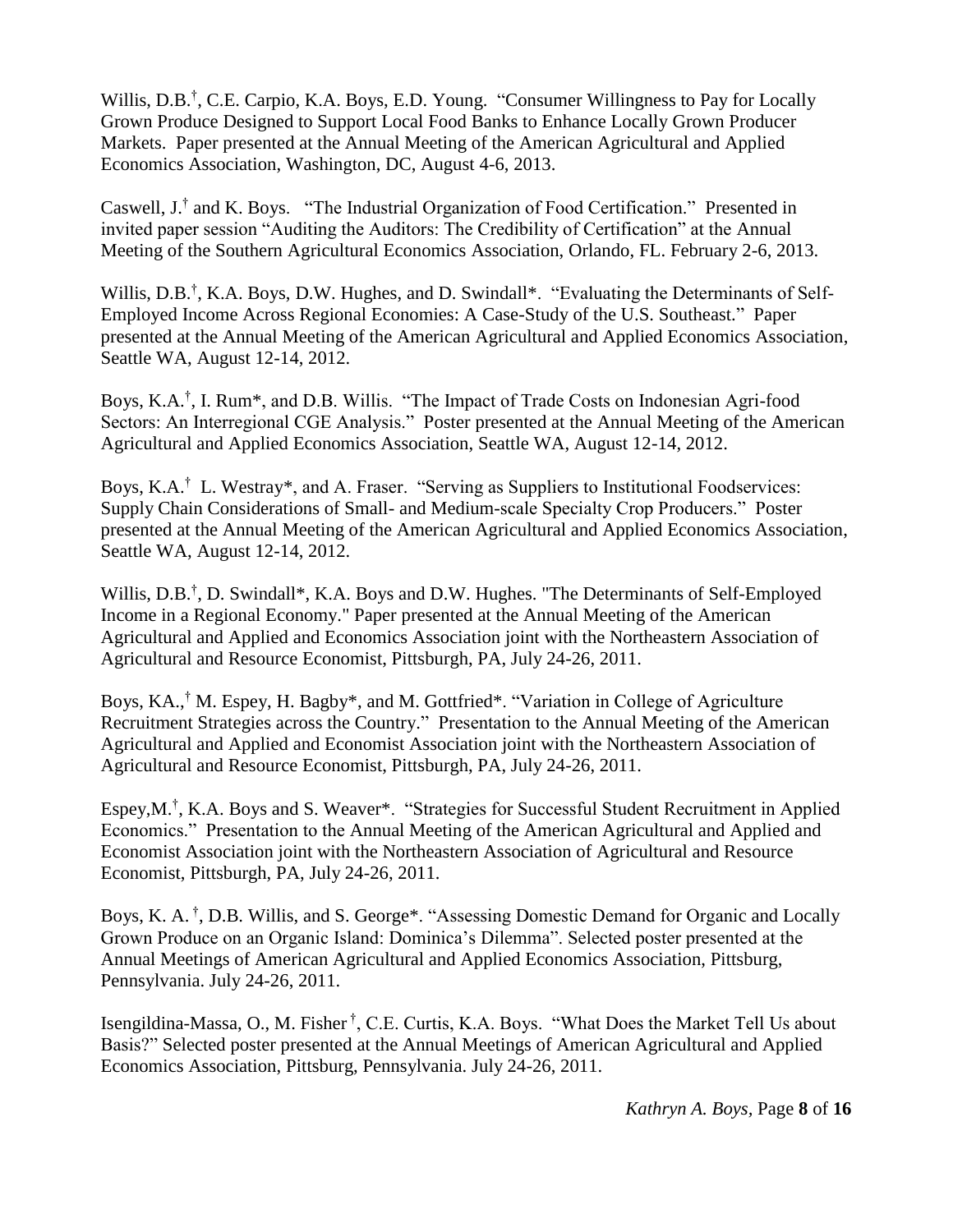Willis, D.B.[†], C.E. Carpio, K.A. Boys, E.D. Young. "Consumer Willingness to Pay for Locally Grown Produce Designed to Support Local Food Banks to Enhance Locally Grown Producer Markets. Paper presented at the Annual Meeting of the American Agricultural and Applied Economics Association, Washington, DC, August 4-6, 2013.

Caswell, J.[†] and K. Boys. "The Industrial Organization of Food Certification." Presented in invited paper session "Auditing the Auditors: The Credibility of Certification" at the Annual Meeting of the Southern Agricultural Economics Association, Orlando, FL. February 2-6, 2013.

Willis, D.B.[†], K.A. Boys, D.W. Hughes, and D. Swindall*. "Evaluating the Determinants of Self-Employed Income Across Regional Economies: A Case-Study of the U.S. Southeast." Paper presented at the Annual Meeting of the American Agricultural and Applied Economics Association, Seattle WA, August 12-14, 2012.

Boys, K.A.[†], I. Rum*, and D.B. Willis. "The Impact of Trade Costs on Indonesian Agri-food Sectors: An Interregional CGE Analysis." Poster presented at the Annual Meeting of the American Agricultural and Applied Economics Association, Seattle WA, August 12-14, 2012.

Boys, K.A.[†] L. Westray*, and A. Fraser. "Serving as Suppliers to Institutional Foodservices: Supply Chain Considerations of Small- and Medium-scale Specialty Crop Producers." Poster presented at the Annual Meeting of the American Agricultural and Applied Economics Association, Seattle WA, August 12-14, 2012.

Willis, D.B.[†], D. Swindall*, K.A. Boys and D.W. Hughes. "The Determinants of Self-Employed Income in a Regional Economy." Paper presented at the Annual Meeting of the American Agricultural and Applied and Economics Association joint with the Northeastern Association of Agricultural and Resource Economist, Pittsburgh, PA, July 24-26, 2011.

Boys, KA.,[†] M. Espey, H. Bagby*, and M. Gottfried*. "Variation in College of Agriculture Recruitment Strategies across the Country." Presentation to the Annual Meeting of the American Agricultural and Applied and Economist Association joint with the Northeastern Association of Agricultural and Resource Economist, Pittsburgh, PA, July 24-26, 2011.

Espey,M.[†], K.A. Boys and S. Weaver*. "Strategies for Successful Student Recruitment in Applied Economics." Presentation to the Annual Meeting of the American Agricultural and Applied and Economist Association joint with the Northeastern Association of Agricultural and Resource Economist, Pittsburgh, PA, July 24-26, 2011.

Boys, K. A. [†], D.B. Willis, and S. George*. "Assessing Domestic Demand for Organic and Locally Grown Produce on an Organic Island: Dominica's Dilemma". Selected poster presented at the Annual Meetings of American Agricultural and Applied Economics Association, Pittsburg, Pennsylvania. July 24-26, 2011.

Isengildina-Massa, O., M. Fisher [†], C.E. Curtis, K.A. Boys. "What Does the Market Tell Us about Basis?" Selected poster presented at the Annual Meetings of American Agricultural and Applied Economics Association, Pittsburg, Pennsylvania. July 24-26, 2011.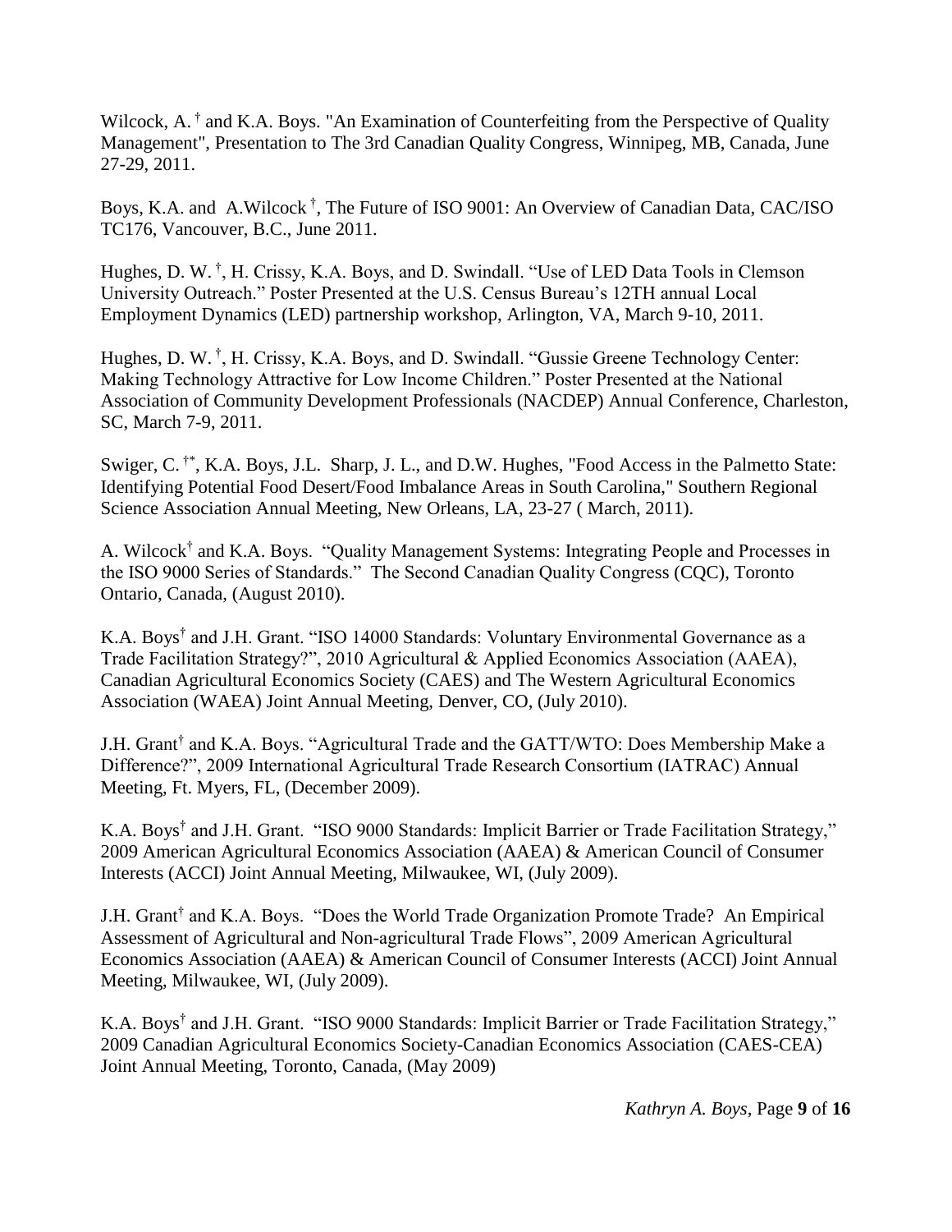Wilcock, A. [†] and K.A. Boys. "An Examination of Counterfeiting from the Perspective of Quality Management", Presentation to The 3rd Canadian Quality Congress, Winnipeg, MB, Canada, June 27-29, 2011.

Boys, K.A. and A.Wilcock [†], The Future of ISO 9001: An Overview of Canadian Data, CAC/ISO TC176, Vancouver, B.C., June 2011.

Hughes, D. W. [†], H. Crissy, K.A. Boys, and D. Swindall. "Use of LED Data Tools in Clemson University Outreach." Poster Presented at the U.S. Census Bureau's 12TH annual Local Employment Dynamics (LED) partnership workshop, Arlington, VA, March 9-10, 2011.

Hughes, D. W. [†], H. Crissy, K.A. Boys, and D. Swindall. "Gussie Greene Technology Center: Making Technology Attractive for Low Income Children." Poster Presented at the National Association of Community Development Professionals (NACDEP) Annual Conference, Charleston, SC, March 7-9, 2011.

Swiger, C. [†*], K.A. Boys, J.L. Sharp, J. L., and D.W. Hughes, "Food Access in the Palmetto State: Identifying Potential Food Desert/Food Imbalance Areas in South Carolina," Southern Regional Science Association Annual Meeting, New Orleans, LA, 23-27 ( March, 2011).

A. Wilcock[†] and K.A. Boys. "Quality Management Systems: Integrating People and Processes in the ISO 9000 Series of Standards." The Second Canadian Quality Congress (CQC), Toronto Ontario, Canada, (August 2010).

K.A. Boys[†] and J.H. Grant. "ISO 14000 Standards: Voluntary Environmental Governance as a Trade Facilitation Strategy?", 2010 Agricultural & Applied Economics Association (AAEA), Canadian Agricultural Economics Society (CAES) and The Western Agricultural Economics Association (WAEA) Joint Annual Meeting, Denver, CO, (July 2010).

J.H. Grant[†] and K.A. Boys. "Agricultural Trade and the GATT/WTO: Does Membership Make a Difference?", 2009 International Agricultural Trade Research Consortium (IATRAC) Annual Meeting, Ft. Myers, FL, (December 2009).

K.A. Boys[†] and J.H. Grant. "ISO 9000 Standards: Implicit Barrier or Trade Facilitation Strategy," 2009 American Agricultural Economics Association (AAEA) & American Council of Consumer Interests (ACCI) Joint Annual Meeting, Milwaukee, WI, (July 2009).

J.H. Grant[†] and K.A. Boys. "Does the World Trade Organization Promote Trade? An Empirical Assessment of Agricultural and Non-agricultural Trade Flows", 2009 American Agricultural Economics Association (AAEA) & American Council of Consumer Interests (ACCI) Joint Annual Meeting, Milwaukee, WI, (July 2009).

K.A. Boys[†] and J.H. Grant. "ISO 9000 Standards: Implicit Barrier or Trade Facilitation Strategy," 2009 Canadian Agricultural Economics Society-Canadian Economics Association (CAES-CEA) Joint Annual Meeting, Toronto, Canada, (May 2009)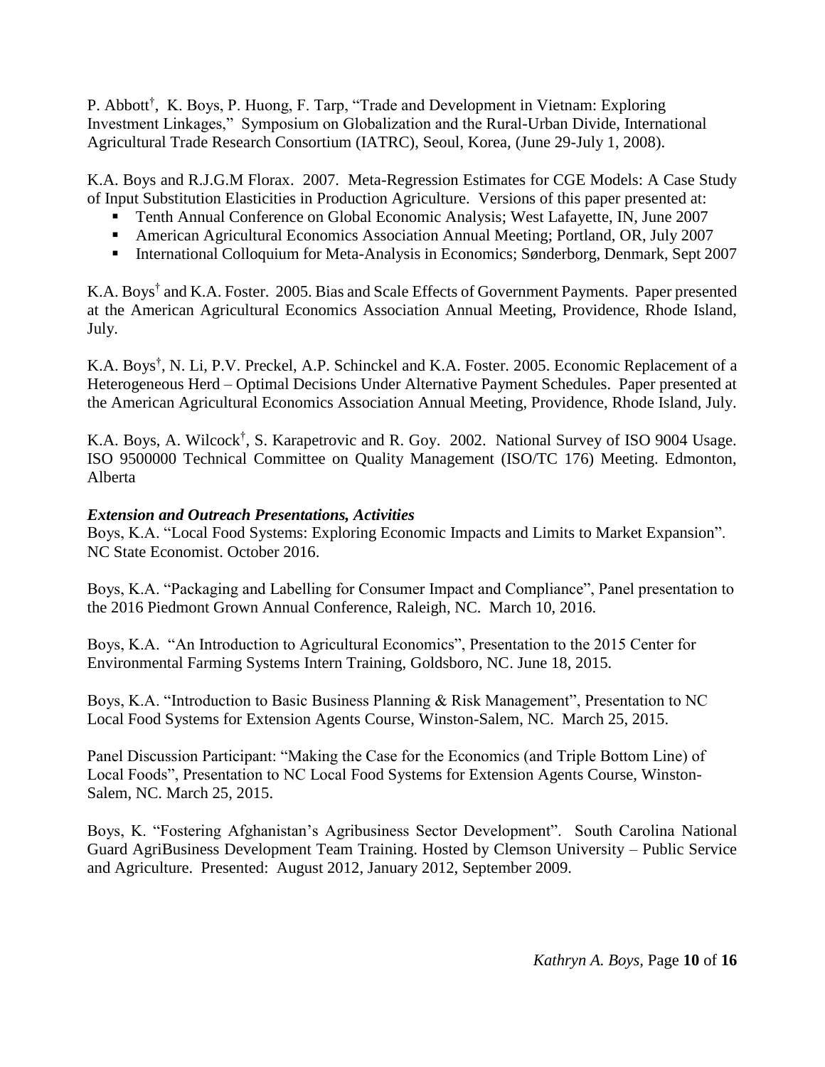P. Abbott[†], K. Boys, P. Huong, F. Tarp, "Trade and Development in Vietnam: Exploring Investment Linkages," Symposium on Globalization and the Rural-Urban Divide, International Agricultural Trade Research Consortium (IATRC), Seoul, Korea, (June 29-July 1, 2008).

K.A. Boys and R.J.G.M Florax. 2007. Meta-Regression Estimates for CGE Models: A Case Study of Input Substitution Elasticities in Production Agriculture. Versions of this paper presented at:

- Tenth Annual Conference on Global Economic Analysis; West Lafayette, IN, June 2007
- American Agricultural Economics Association Annual Meeting; Portland, OR, July 2007
- International Colloquium for Meta-Analysis in Economics; Sønderborg, Denmark, Sept 2007

K.A. Boys[†] and K.A. Foster. 2005. Bias and Scale Effects of Government Payments. Paper presented at the American Agricultural Economics Association Annual Meeting, Providence, Rhode Island, July.

K.A. Boys[†], N. Li, P.V. Preckel, A.P. Schinckel and K.A. Foster. 2005. Economic Replacement of a Heterogeneous Herd – Optimal Decisions Under Alternative Payment Schedules. Paper presented at the American Agricultural Economics Association Annual Meeting, Providence, Rhode Island, July.

K.A. Boys, A. Wilcock[†], S. Karapetrovic and R. Goy. 2002. National Survey of ISO 9004 Usage. ISO 9500000 Technical Committee on Quality Management (ISO/TC 176) Meeting. Edmonton, Alberta

***Extension and Outreach Presentations, Activities***

Boys, K.A. "Local Food Systems: Exploring Economic Impacts and Limits to Market Expansion". NC State Economist. October 2016.

Boys, K.A. "Packaging and Labelling for Consumer Impact and Compliance", Panel presentation to the 2016 Piedmont Grown Annual Conference, Raleigh, NC. March 10, 2016.

Boys, K.A. "An Introduction to Agricultural Economics", Presentation to the 2015 Center for Environmental Farming Systems Intern Training, Goldsboro, NC. June 18, 2015.

Boys, K.A. "Introduction to Basic Business Planning & Risk Management", Presentation to NC Local Food Systems for Extension Agents Course, Winston-Salem, NC. March 25, 2015.

Panel Discussion Participant: "Making the Case for the Economics (and Triple Bottom Line) of Local Foods", Presentation to NC Local Food Systems for Extension Agents Course, Winston-Salem, NC. March 25, 2015.

Boys, K. "Fostering Afghanistan's Agribusiness Sector Development". South Carolina National Guard AgriBusiness Development Team Training. Hosted by Clemson University – Public Service and Agriculture. Presented: August 2012, January 2012, September 2009.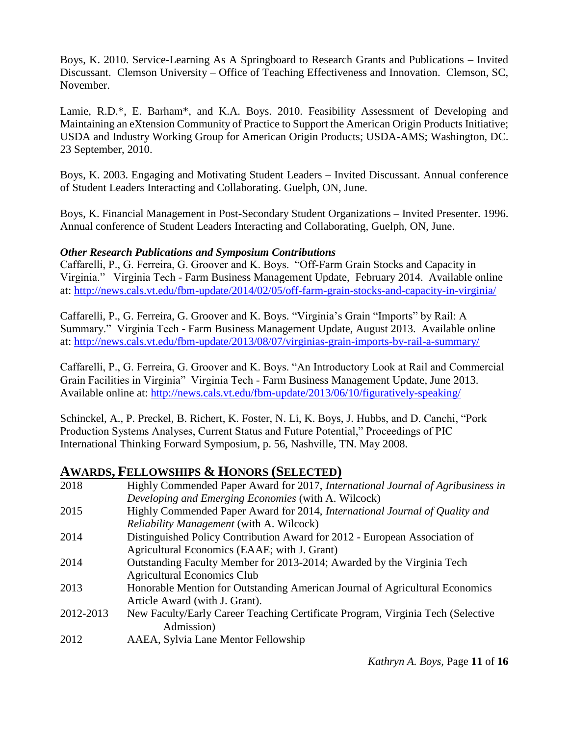Boys, K. 2010. Service-Learning As A Springboard to Research Grants and Publications – Invited Discussant. Clemson University – Office of Teaching Effectiveness and Innovation. Clemson, SC, November.

Lamie, R.D.*, E. Barham*, and K.A. Boys. 2010. Feasibility Assessment of Developing and Maintaining an eXtension Community of Practice to Support the American Origin Products Initiative; USDA and Industry Working Group for American Origin Products; USDA-AMS; Washington, DC. 23 September, 2010.

Boys, K. 2003. Engaging and Motivating Student Leaders – Invited Discussant. Annual conference of Student Leaders Interacting and Collaborating. Guelph, ON, June.

Boys, K. Financial Management in Post-Secondary Student Organizations – Invited Presenter. 1996. Annual conference of Student Leaders Interacting and Collaborating, Guelph, ON, June.

***Other Research Publications and Symposium Contributions***

Caffarelli, P., G. Ferreira, G. Groover and K. Boys. "Off-Farm Grain Stocks and Capacity in Virginia." Virginia Tech - Farm Business Management Update, February 2014. Available online at: http://news.cals.vt.edu/fbm-update/2014/02/05/off-farm-grain-stocks-and-capacity-in-virginia/

Caffarelli, P., G. Ferreira, G. Groover and K. Boys. "Virginia's Grain "Imports" by Rail: A Summary." Virginia Tech - Farm Business Management Update, August 2013. Available online at: http://news.cals.vt.edu/fbm-update/2013/08/07/virginias-grain-imports-by-rail-a-summary/

Caffarelli, P., G. Ferreira, G. Groover and K. Boys. "An Introductory Look at Rail and Commercial Grain Facilities in Virginia" Virginia Tech - Farm Business Management Update, June 2013. Available online at: http://news.cals.vt.edu/fbm-update/2013/06/10/figuratively-speaking/

Schinckel, A., P. Preckel, B. Richert, K. Foster, N. Li, K. Boys, J. Hubbs, and D. Canchi, "Pork Production Systems Analyses, Current Status and Future Potential," Proceedings of PIC International Thinking Forward Symposium, p. 56, Nashville, TN. May 2008.

## Awards, Fellowships & Honors (Selected)

| | |
|---|---|
| 2018 | Highly Commended Paper Award for 2017, *International Journal of Agribusiness in Developing and Emerging Economies* (with A. Wilcock) |
| 2015 | Highly Commended Paper Award for 2014, *International Journal of Quality and Reliability Management* (with A. Wilcock) |
| 2014 | Distinguished Policy Contribution Award for 2012 - European Association of Agricultural Economics (EAAE; with J. Grant) |
| 2014 | Outstanding Faculty Member for 2013-2014; Awarded by the Virginia Tech Agricultural Economics Club |
| 2013 | Honorable Mention for Outstanding American Journal of Agricultural Economics Article Award (with J. Grant). |
| 2012-2013 | New Faculty/Early Career Teaching Certificate Program, Virginia Tech (Selective Admission) |
| 2012 | AAEA, Sylvia Lane Mentor Fellowship |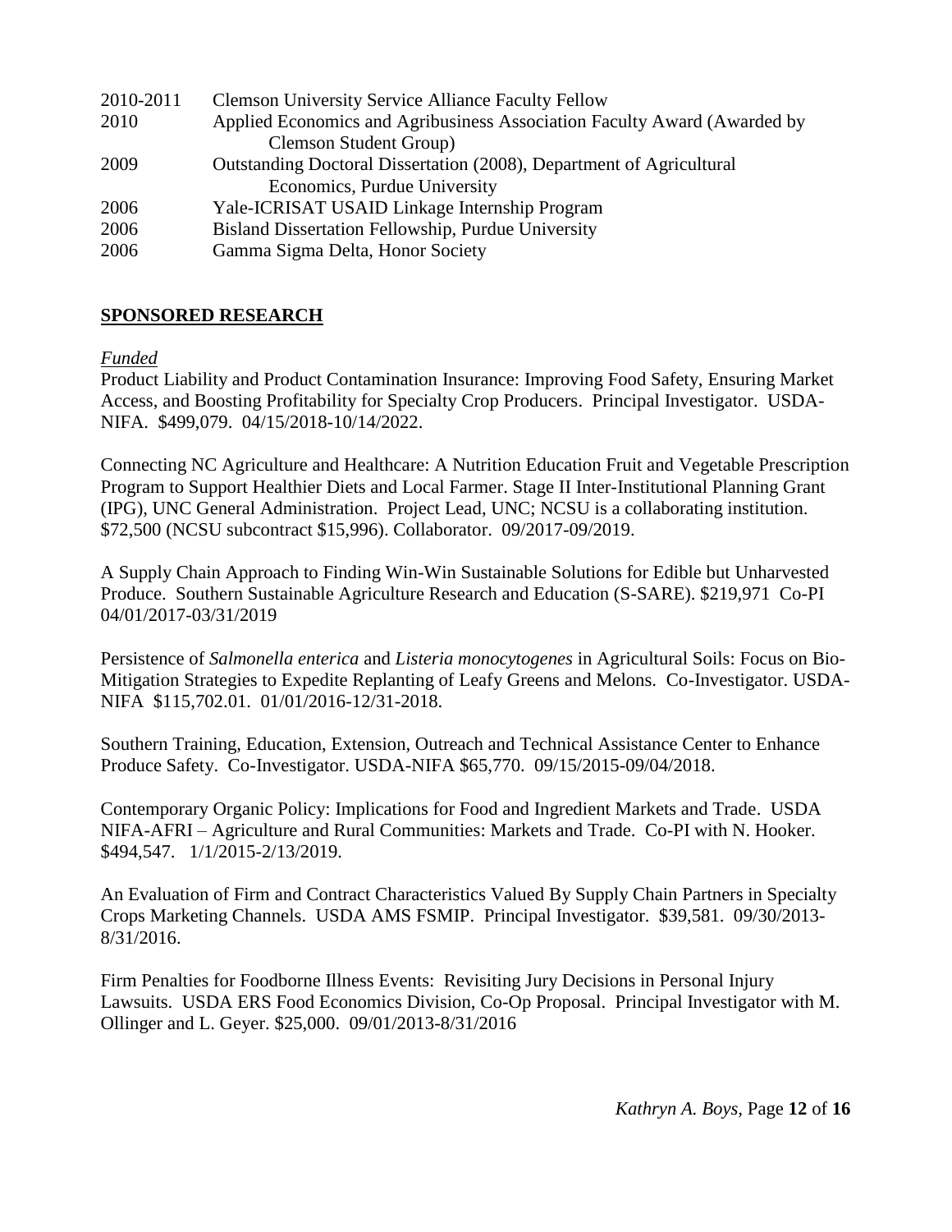| | |
|---|---|
| 2010-2011 | Clemson University Service Alliance Faculty Fellow |
| 2010 | Applied Economics and Agribusiness Association Faculty Award (Awarded by Clemson Student Group) |
| 2009 | Outstanding Doctoral Dissertation (2008), Department of Agricultural Economics, Purdue University |
| 2006 | Yale-ICRISAT USAID Linkage Internship Program |
| 2006 | Bisland Dissertation Fellowship, Purdue University |
| 2006 | Gamma Sigma Delta, Honor Society |

## **SPONSORED RESEARCH**

*Funded*

Product Liability and Product Contamination Insurance: Improving Food Safety, Ensuring Market Access, and Boosting Profitability for Specialty Crop Producers. Principal Investigator. USDA-NIFA. $499,079. 04/15/2018-10/14/2022.

Connecting NC Agriculture and Healthcare: A Nutrition Education Fruit and Vegetable Prescription Program to Support Healthier Diets and Local Farmer. Stage II Inter-Institutional Planning Grant (IPG), UNC General Administration. Project Lead, UNC; NCSU is a collaborating institution. $72,500 (NCSU subcontract $15,996). Collaborator. 09/2017-09/2019.

A Supply Chain Approach to Finding Win-Win Sustainable Solutions for Edible but Unharvested Produce. Southern Sustainable Agriculture Research and Education (S-SARE). $219,971 Co-PI 04/01/2017-03/31/2019

Persistence of *Salmonella enterica* and *Listeria monocytogenes* in Agricultural Soils: Focus on Bio-Mitigation Strategies to Expedite Replanting of Leafy Greens and Melons. Co-Investigator. USDA-NIFA $115,702.01. 01/01/2016-12/31-2018.

Southern Training, Education, Extension, Outreach and Technical Assistance Center to Enhance Produce Safety. Co-Investigator. USDA-NIFA $65,770. 09/15/2015-09/04/2018.

Contemporary Organic Policy: Implications for Food and Ingredient Markets and Trade. USDA NIFA-AFRI – Agriculture and Rural Communities: Markets and Trade. Co-PI with N. Hooker. $494,547. 1/1/2015-2/13/2019.

An Evaluation of Firm and Contract Characteristics Valued By Supply Chain Partners in Specialty Crops Marketing Channels. USDA AMS FSMIP. Principal Investigator. $39,581. 09/30/2013-8/31/2016.

Firm Penalties for Foodborne Illness Events: Revisiting Jury Decisions in Personal Injury Lawsuits. USDA ERS Food Economics Division, Co-Op Proposal. Principal Investigator with M. Ollinger and L. Geyer. $25,000. 09/01/2013-8/31/2016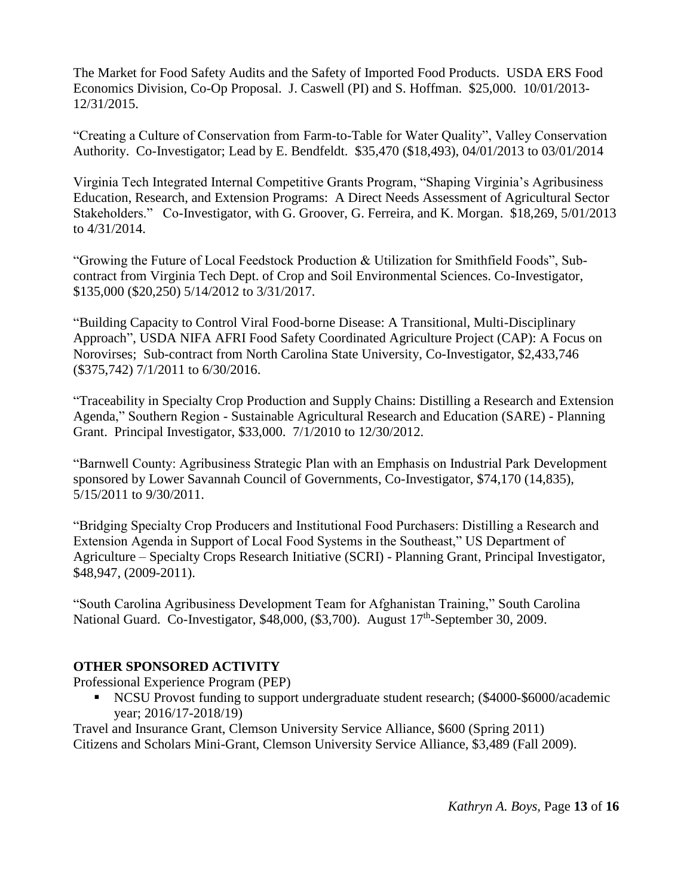The Market for Food Safety Audits and the Safety of Imported Food Products. USDA ERS Food Economics Division, Co-Op Proposal. J. Caswell (PI) and S. Hoffman. $25,000. 10/01/2013-12/31/2015.

"Creating a Culture of Conservation from Farm-to-Table for Water Quality", Valley Conservation Authority. Co-Investigator; Lead by E. Bendfeldt. $35,470 ($18,493), 04/01/2013 to 03/01/2014

Virginia Tech Integrated Internal Competitive Grants Program, "Shaping Virginia's Agribusiness Education, Research, and Extension Programs: A Direct Needs Assessment of Agricultural Sector Stakeholders." Co-Investigator, with G. Groover, G. Ferreira, and K. Morgan. $18,269, 5/01/2013 to 4/31/2014.

"Growing the Future of Local Feedstock Production & Utilization for Smithfield Foods", Sub-contract from Virginia Tech Dept. of Crop and Soil Environmental Sciences. Co-Investigator, $135,000 ($20,250) 5/14/2012 to 3/31/2017.

"Building Capacity to Control Viral Food-borne Disease: A Transitional, Multi-Disciplinary Approach", USDA NIFA AFRI Food Safety Coordinated Agriculture Project (CAP): A Focus on Norovirses; Sub-contract from North Carolina State University, Co-Investigator, $2,433,746 ($375,742) 7/1/2011 to 6/30/2016.

"Traceability in Specialty Crop Production and Supply Chains: Distilling a Research and Extension Agenda," Southern Region - Sustainable Agricultural Research and Education (SARE) - Planning Grant. Principal Investigator, $33,000. 7/1/2010 to 12/30/2012.

"Barnwell County: Agribusiness Strategic Plan with an Emphasis on Industrial Park Development sponsored by Lower Savannah Council of Governments, Co-Investigator, $74,170 (14,835), 5/15/2011 to 9/30/2011.

"Bridging Specialty Crop Producers and Institutional Food Purchasers: Distilling a Research and Extension Agenda in Support of Local Food Systems in the Southeast," US Department of Agriculture – Specialty Crops Research Initiative (SCRI) - Planning Grant, Principal Investigator, $48,947, (2009-2011).

"South Carolina Agribusiness Development Team for Afghanistan Training," South Carolina National Guard. Co-Investigator, $48,000, ($3,700). August 17th-September 30, 2009.

## OTHER SPONSORED ACTIVITY

Professional Experience Program (PEP)

- NCSU Provost funding to support undergraduate student research; ($4000-$6000/academic year; 2016/17-2018/19)

Travel and Insurance Grant, Clemson University Service Alliance, $600 (Spring 2011)
Citizens and Scholars Mini-Grant, Clemson University Service Alliance, $3,489 (Fall 2009).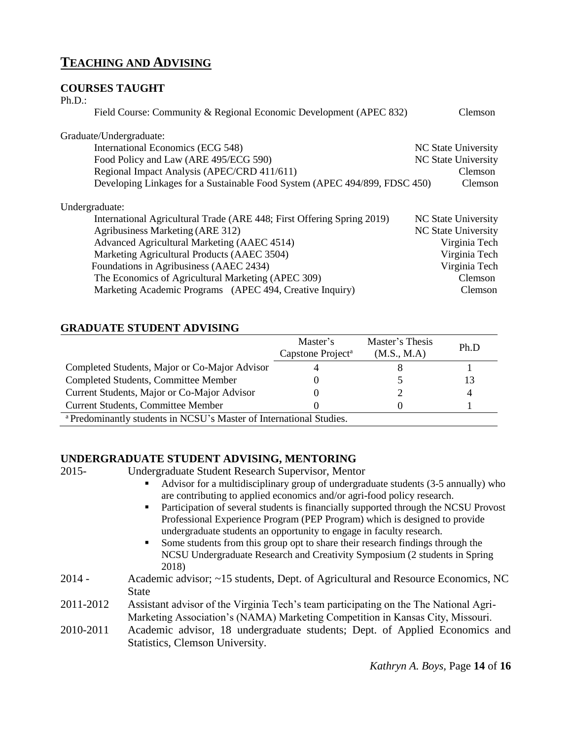## TEACHING AND ADVISING

### COURSES TAUGHT

Ph.D.:

| Course | Institution |
|---|---|
| Field Course: Community & Regional Economic Development (APEC 832) | Clemson |

Graduate/Undergraduate:

| Course | Institution |
|---|---|
| International Economics (ECG 548) | NC State University |
| Food Policy and Law (ARE 495/ECG 590) | NC State University |
| Regional Impact Analysis (APEC/CRD 411/611) | Clemson |
| Developing Linkages for a Sustainable Food System (APEC 494/899, FDSC 450) | Clemson |

Undergraduate:

| Course | Institution |
|---|---|
| International Agricultural Trade (ARE 448; First Offering Spring 2019) | NC State University |
| Agribusiness Marketing (ARE 312) | NC State University |
| Advanced Agricultural Marketing (AAEC 4514) | Virginia Tech |
| Marketing Agricultural Products (AAEC 3504) | Virginia Tech |
| Foundations in Agribusiness (AAEC 2434) | Virginia Tech |
| The Economics of Agricultural Marketing (APEC 309) | Clemson |
| Marketing Academic Programs (APEC 494, Creative Inquiry) | Clemson |

### GRADUATE STUDENT ADVISING

| | Master's Capstone Project[a] | Master's Thesis (M.S., M.A) | Ph.D |
|---|---|---|---|
| Completed Students, Major or Co-Major Advisor | 4 | 8 | 1 |
| Completed Students, Committee Member | 0 | 5 | 13 |
| Current Students, Major or Co-Major Advisor | 0 | 2 | 4 |
| Current Students, Committee Member | 0 | 0 | 1 |

[a] Predominantly students in NCSU's Master of International Studies.

### UNDERGRADUATE STUDENT ADVISING, MENTORING

**2015-** Undergraduate Student Research Supervisor, Mentor

- Advisor for a multidisciplinary group of undergraduate students (3-5 annually) who are contributing to applied economics and/or agri-food policy research.
- Participation of several students is financially supported through the NCSU Provost Professional Experience Program (PEP Program) which is designed to provide undergraduate students an opportunity to engage in faculty research.
- Some students from this group opt to share their research findings through the NCSU Undergraduate Research and Creativity Symposium (2 students in Spring 2018)

**2014 -** Academic advisor; ~15 students, Dept. of Agricultural and Resource Economics, NC State

**2011-2012** Assistant advisor of the Virginia Tech's team participating on the The National Agri-Marketing Association's (NAMA) Marketing Competition in Kansas City, Missouri.

**2010-2011** Academic advisor, 18 undergraduate students; Dept. of Applied Economics and Statistics, Clemson University.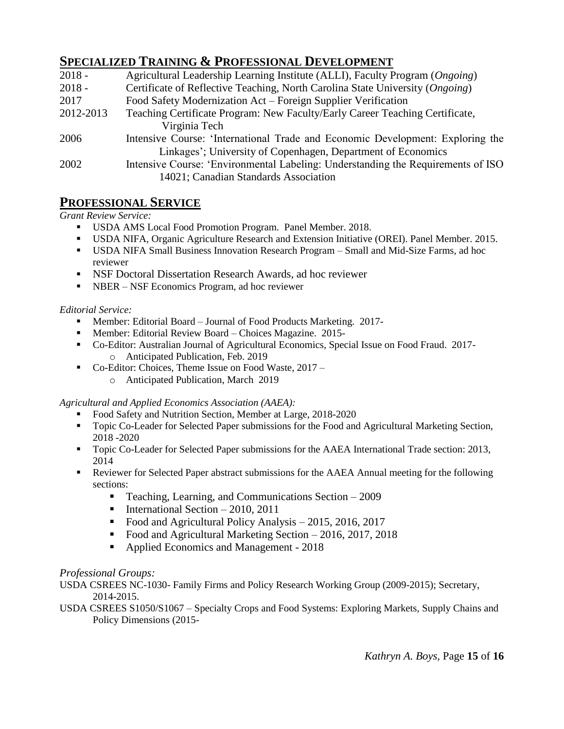## Specialized Training & Professional Development

- 2018 - Agricultural Leadership Learning Institute (ALLI), Faculty Program (*Ongoing*)
- 2018 - Certificate of Reflective Teaching, North Carolina State University (*Ongoing*)
- 2017 Food Safety Modernization Act – Foreign Supplier Verification
- 2012-2013 Teaching Certificate Program: New Faculty/Early Career Teaching Certificate, Virginia Tech
- 2006 Intensive Course: 'International Trade and Economic Development: Exploring the Linkages'; University of Copenhagen, Department of Economics
- 2002 Intensive Course: 'Environmental Labeling: Understanding the Requirements of ISO 14021; Canadian Standards Association

## Professional Service

*Grant Review Service:*

- USDA AMS Local Food Promotion Program. Panel Member. 2018.
- USDA NIFA, Organic Agriculture Research and Extension Initiative (OREI). Panel Member. 2015.
- USDA NIFA Small Business Innovation Research Program – Small and Mid-Size Farms, ad hoc reviewer
- NSF Doctoral Dissertation Research Awards, ad hoc reviewer
- NBER – NSF Economics Program, ad hoc reviewer

*Editorial Service:*

- Member: Editorial Board – Journal of Food Products Marketing. 2017-
- Member: Editorial Review Board – Choices Magazine. 2015-
- Co-Editor: Australian Journal of Agricultural Economics, Special Issue on Food Fraud. 2017-
  - Anticipated Publication, Feb. 2019
- Co-Editor: Choices, Theme Issue on Food Waste, 2017 –
  - Anticipated Publication, March 2019

*Agricultural and Applied Economics Association (AAEA):*

- Food Safety and Nutrition Section, Member at Large, 2018-2020
- Topic Co-Leader for Selected Paper submissions for the Food and Agricultural Marketing Section, 2018 -2020
- Topic Co-Leader for Selected Paper submissions for the AAEA International Trade section: 2013, 2014
- Reviewer for Selected Paper abstract submissions for the AAEA Annual meeting for the following sections:
  - Teaching, Learning, and Communications Section – 2009
  - International Section – 2010, 2011
  - Food and Agricultural Policy Analysis – 2015, 2016, 2017
  - Food and Agricultural Marketing Section – 2016, 2017, 2018
  - Applied Economics and Management - 2018

*Professional Groups:*

USDA CSREES NC-1030- Family Firms and Policy Research Working Group (2009-2015); Secretary, 2014-2015.

USDA CSREES S1050/S1067 – Specialty Crops and Food Systems: Exploring Markets, Supply Chains and Policy Dimensions (2015-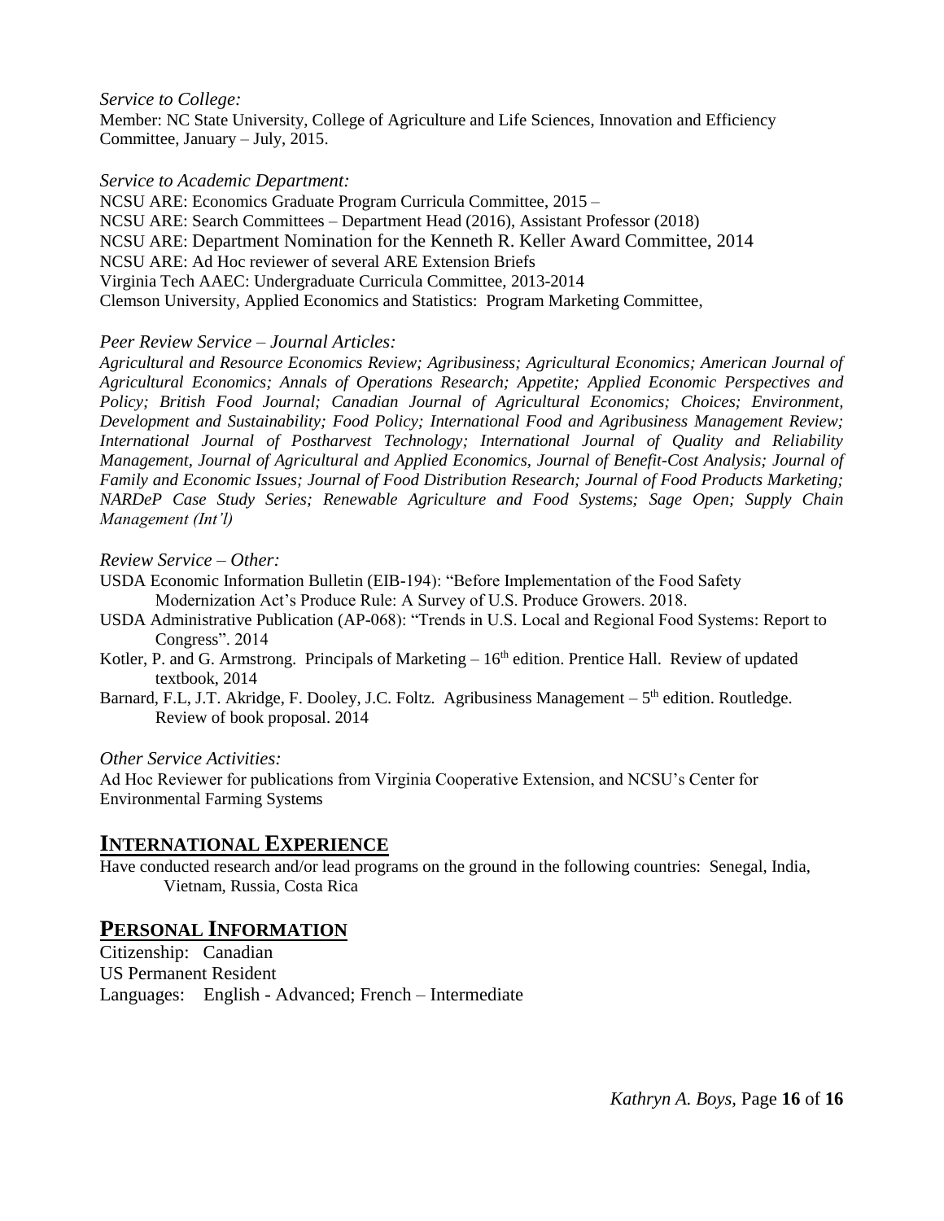*Service to College:*

Member: NC State University, College of Agriculture and Life Sciences, Innovation and Efficiency Committee, January – July, 2015.

*Service to Academic Department:*

NCSU ARE: Economics Graduate Program Curricula Committee, 2015 –
NCSU ARE: Search Committees – Department Head (2016), Assistant Professor (2018)
NCSU ARE: Department Nomination for the Kenneth R. Keller Award Committee, 2014
NCSU ARE: Ad Hoc reviewer of several ARE Extension Briefs
Virginia Tech AAEC: Undergraduate Curricula Committee, 2013-2014
Clemson University, Applied Economics and Statistics: Program Marketing Committee,

*Peer Review Service – Journal Articles:*

*Agricultural and Resource Economics Review; Agribusiness; Agricultural Economics; American Journal of Agricultural Economics; Annals of Operations Research; Appetite; Applied Economic Perspectives and Policy; British Food Journal; Canadian Journal of Agricultural Economics; Choices; Environment, Development and Sustainability; Food Policy; International Food and Agribusiness Management Review; International Journal of Postharvest Technology; International Journal of Quality and Reliability Management, Journal of Agricultural and Applied Economics, Journal of Benefit-Cost Analysis; Journal of Family and Economic Issues; Journal of Food Distribution Research; Journal of Food Products Marketing; NARDeP Case Study Series; Renewable Agriculture and Food Systems; Sage Open; Supply Chain Management (Int'l)*

*Review Service – Other:*

USDA Economic Information Bulletin (EIB-194): "Before Implementation of the Food Safety Modernization Act's Produce Rule: A Survey of U.S. Produce Growers. 2018.

USDA Administrative Publication (AP-068): "Trends in U.S. Local and Regional Food Systems: Report to Congress". 2014

Kotler, P. and G. Armstrong. Principals of Marketing – 16th edition. Prentice Hall. Review of updated textbook, 2014

Barnard, F.L, J.T. Akridge, F. Dooley, J.C. Foltz. Agribusiness Management – 5th edition. Routledge. Review of book proposal. 2014

*Other Service Activities:*

Ad Hoc Reviewer for publications from Virginia Cooperative Extension, and NCSU's Center for Environmental Farming Systems

## INTERNATIONAL EXPERIENCE

Have conducted research and/or lead programs on the ground in the following countries: Senegal, India, Vietnam, Russia, Costa Rica

## PERSONAL INFORMATION

Citizenship: Canadian
US Permanent Resident
Languages: English - Advanced; French – Intermediate